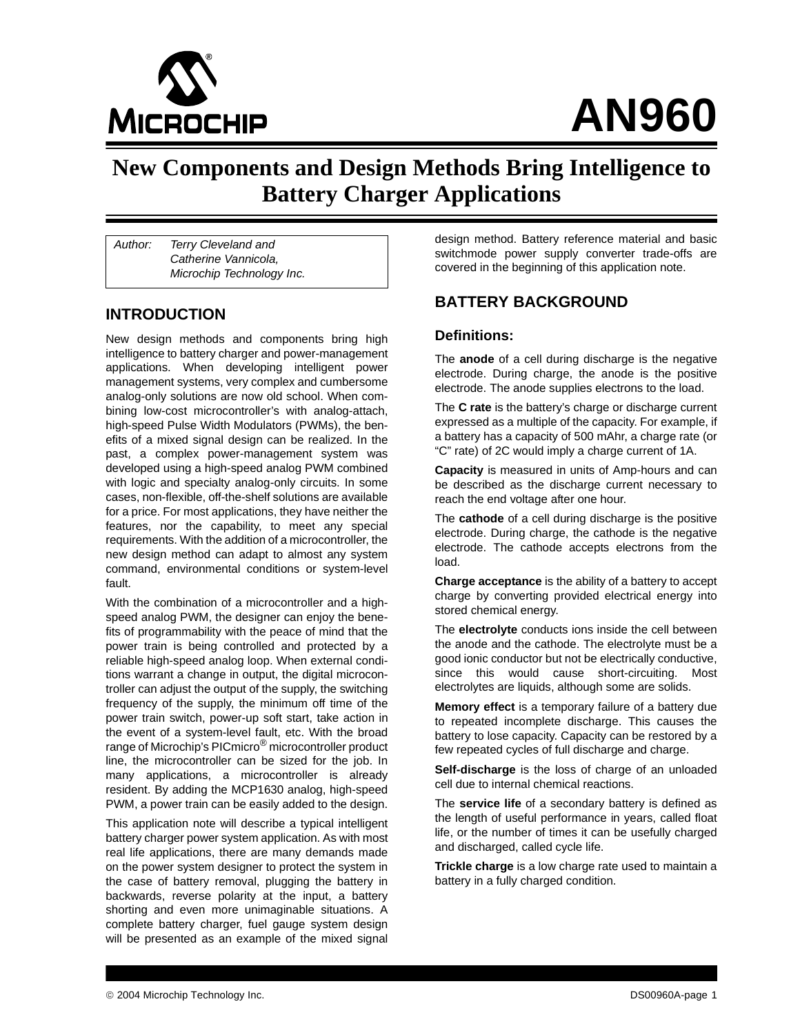# AN960

# New Components and Design Methods Bring Intelligence to Battery Charger Applications

*Author: Terry Cleveland and Catherine Vannicola, Microchip Technology Inc.*

## INTRODUCTION

New design methods and components bring high intelligence to battery charger and power-management applications. When developing intelligent power management systems, very complex and cumbersome analog-only solutions are now old school. When combining low-cost microcontroller's with analog-attach, high-speed Pulse Width Modulators (PWMs), the benefits of a mixed signal design can be realized. In the past, a complex power-management system was developed using a high-speed analog PWM combined with logic and specialty analog-only circuits. In some cases, non-flexible, off-the-shelf solutions are available for a price. For most applications, they have neither the features, nor the capability, to meet any special requirements. With the addition of a microcontroller, the new design method can adapt to almost any system command, environmental conditions or system-level fault.

With the combination of a microcontroller and a high-speed analog PWM, the designer can enjoy the benefits of programmability with the peace of mind that the power train is being controlled and protected by a reliable high-speed analog loop. When external conditions warrant a change in output, the digital microcontroller can adjust the output of the supply, the switching frequency of the supply, the minimum off time of the power train switch, power-up soft start, take action in the event of a system-level fault, etc. With the broad range of Microchip's PICmicro® microcontroller product line, the microcontroller can be sized for the job. In many applications, a microcontroller is already resident. By adding the MCP1630 analog, high-speed PWM, a power train can be easily added to the design.

This application note will describe a typical intelligent battery charger power system application. As with most real life applications, there are many demands made on the power system designer to protect the system in the case of battery removal, plugging the battery in backwards, reverse polarity at the input, a battery shorting and even more unimaginable situations. A complete battery charger, fuel gauge system design will be presented as an example of the mixed signal design method. Battery reference material and basic switchmode power supply converter trade-offs are covered in the beginning of this application note.

## BATTERY BACKGROUND

### Definitions:

The **anode** of a cell during discharge is the negative electrode. During charge, the anode is the positive electrode. The anode supplies electrons to the load.

The **C rate** is the battery's charge or discharge current expressed as a multiple of the capacity. For example, if a battery has a capacity of 500 mAhr, a charge rate (or "C" rate) of 2C would imply a charge current of 1A.

**Capacity** is measured in units of Amp-hours and can be described as the discharge current necessary to reach the end voltage after one hour.

The **cathode** of a cell during discharge is the positive electrode. During charge, the cathode is the negative electrode. The cathode accepts electrons from the load.

**Charge acceptance** is the ability of a battery to accept charge by converting provided electrical energy into stored chemical energy.

The **electrolyte** conducts ions inside the cell between the anode and the cathode. The electrolyte must be a good ionic conductor but not be electrically conductive, since this would cause short-circuiting. Most electrolytes are liquids, although some are solids.

**Memory effect** is a temporary failure of a battery due to repeated incomplete discharge. This causes the battery to lose capacity. Capacity can be restored by a few repeated cycles of full discharge and charge.

**Self-discharge** is the loss of charge of an unloaded cell due to internal chemical reactions.

The **service life** of a secondary battery is defined as the length of useful performance in years, called float life, or the number of times it can be usefully charged and discharged, called cycle life.

**Trickle charge** is a low charge rate used to maintain a battery in a fully charged condition.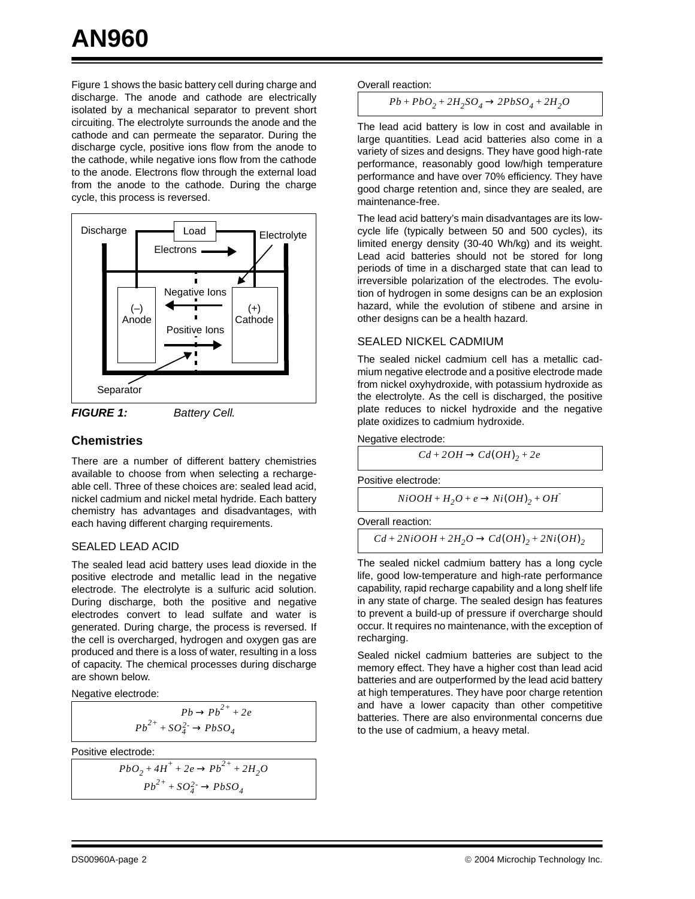Figure 1 shows the basic battery cell during charge and discharge. The anode and cathode are electrically isolated by a mechanical separator to prevent short circuiting. The electrolyte surrounds the anode and the cathode and can permeate the separator. During the discharge cycle, positive ions flow from the anode to the cathode, while negative ions flow from the cathode to the anode. Electrons flow through the external load from the anode to the cathode. During the charge cycle, this process is reversed.

**FIGURE 1:** *Battery Cell.*

## Chemistries

There are a number of different battery chemistries available to choose from when selecting a rechargeable cell. Three of these choices are: sealed lead acid, nickel cadmium and nickel metal hydride. Each battery chemistry has advantages and disadvantages, with each having different charging requirements.

### SEALED LEAD ACID

The sealed lead acid battery uses lead dioxide in the positive electrode and metallic lead in the negative electrode. The electrolyte is a sulfuric acid solution. During discharge, both the positive and negative electrodes convert to lead sulfate and water is generated. During charge, the process is reversed. If the cell is overcharged, hydrogen and oxygen gas are produced and there is a loss of water, resulting in a loss of capacity. The chemical processes during discharge are shown below.

Negative electrode:

$$Pb \rightarrow Pb^{2+} + 2e$$
$$Pb^{2+} + SO_4^{2-} \rightarrow PbSO_4$$

Positive electrode:

$$PbO_2 + 4H^+ + 2e \rightarrow Pb^{2+} + 2H_2O$$
$$Pb^{2+} + SO_4^{2-} \rightarrow PbSO_4$$

Overall reaction:

$$Pb + PbO_2 + 2H_2SO_4 \rightarrow 2PbSO_4 + 2H_2O$$

The lead acid battery is low in cost and available in large quantities. Lead acid batteries also come in a variety of sizes and designs. They have good high-rate performance, reasonably good low/high temperature performance and have over 70% efficiency. They have good charge retention and, since they are sealed, are maintenance-free.

The lead acid battery's main disadvantages are its low-cycle life (typically between 50 and 500 cycles), its limited energy density (30-40 Wh/kg) and its weight. Lead acid batteries should not be stored for long periods of time in a discharged state that can lead to irreversible polarization of the electrodes. The evolution of hydrogen in some designs can be an explosion hazard, while the evolution of stibene and arsine in other designs can be a health hazard.

### SEALED NICKEL CADMIUM

The sealed nickel cadmium cell has a metallic cadmium negative electrode and a positive electrode made from nickel oxyhydroxide, with potassium hydroxide as the electrolyte. As the cell is discharged, the positive plate reduces to nickel hydroxide and the negative plate oxidizes to cadmium hydroxide.

Negative electrode:

$$Cd + 2OH \rightarrow Cd(OH)_2 + 2e$$

Positive electrode:

$$NiOOH + H_2O + e \rightarrow Ni(OH)_2 + OH^-$$

Overall reaction:

$$Cd + 2NiOOH + 2H_2O \rightarrow Cd(OH)_2 + 2Ni(OH)_2$$

The sealed nickel cadmium battery has a long cycle life, good low-temperature and high-rate performance capability, rapid recharge capability and a long shelf life in any state of charge. The sealed design has features to prevent a build-up of pressure if overcharge should occur. It requires no maintenance, with the exception of recharging.

Sealed nickel cadmium batteries are subject to the memory effect. They have a higher cost than lead acid batteries and are outperformed by the lead acid battery at high temperatures. They have poor charge retention and have a lower capacity than other competitive batteries. There are also environmental concerns due to the use of cadmium, a heavy metal.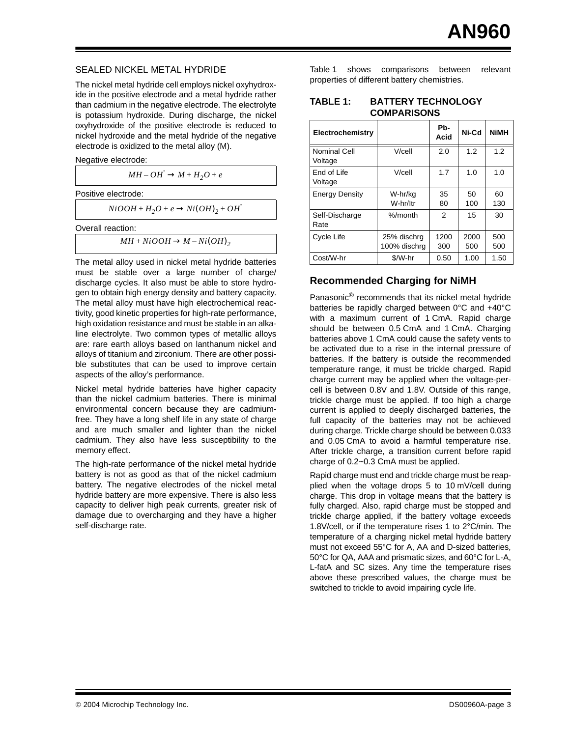### SEALED NICKEL METAL HYDRIDE

The nickel metal hydride cell employs nickel oxyhydroxide in the positive electrode and a metal hydride rather than cadmium in the negative electrode. The electrolyte is potassium hydroxide. During discharge, the nickel oxyhydroxide of the positive electrode is reduced to nickel hydroxide and the metal hydride of the negative electrode is oxidized to the metal alloy (M).

Negative electrode:

$$MH - OH^{-} \rightarrow M + H_2O + e$$

Positive electrode:

$$NiOOH + H_2O + e \rightarrow Ni(OH)_2 + OH^{-}$$

Overall reaction:

$$MH + NiOOH \rightarrow M - Ni(OH)_2$$

The metal alloy used in nickel metal hydride batteries must be stable over a large number of charge/discharge cycles. It also must be able to store hydrogen to obtain high energy density and battery capacity. The metal alloy must have high electrochemical reactivity, good kinetic properties for high-rate performance, high oxidation resistance and must be stable in an alkaline electrolyte. Two common types of metallic alloys are: rare earth alloys based on lanthanum nickel and alloys of titanium and zirconium. There are other possible substitutes that can be used to improve certain aspects of the alloy's performance.

Nickel metal hydride batteries have higher capacity than the nickel cadmium batteries. There is minimal environmental concern because they are cadmium-free. They have a long shelf life in any state of charge and are much smaller and lighter than the nickel cadmium. They also have less susceptibility to the memory effect.

The high-rate performance of the nickel metal hydride battery is not as good as that of the nickel cadmium battery. The negative electrodes of the nickel metal hydride battery are more expensive. There is also less capacity to deliver high peak currents, greater risk of damage due to overcharging and they have a higher self-discharge rate.

Table 1 shows comparisons between relevant properties of different battery chemistries.

**TABLE 1: BATTERY TECHNOLOGY COMPARISONS**

| Electrochemistry | | Pb-Acid | Ni-Cd | NiMH |
|---|---|---|---|---|
| Nominal Cell Voltage | V/cell | 2.0 | 1.2 | 1.2 |
| End of Life Voltage | V/cell | 1.7 | 1.0 | 1.0 |
| Energy Density | W-hr/kg<br>W-hr/ltr | 35<br>80 | 50<br>100 | 60<br>130 |
| Self-Discharge Rate | %/month | 2 | 15 | 30 |
| Cycle Life | 25% dischrg<br>100% dischrg | 1200<br>300 | 2000<br>500 | 500<br>500 |
| Cost/W-hr | $/W-hr | 0.50 | 1.00 | 1.50 |

## Recommended Charging for NiMH

Panasonic® recommends that its nickel metal hydride batteries be rapidly charged between 0°C and +40°C with a maximum current of 1 CmA. Rapid charge should be between 0.5 CmA and 1 CmA. Charging batteries above 1 CmA could cause the safety vents to be activated due to a rise in the internal pressure of batteries. If the battery is outside the recommended temperature range, it must be trickle charged. Rapid charge current may be applied when the voltage-per-cell is between 0.8V and 1.8V. Outside of this range, trickle charge must be applied. If too high a charge current is applied to deeply discharged batteries, the full capacity of the batteries may not be achieved during charge. Trickle charge should be between 0.033 and 0.05 CmA to avoid a harmful temperature rise. After trickle charge, a transition current before rapid charge of 0.2~0.3 CmA must be applied.

Rapid charge must end and trickle charge must be reapplied when the voltage drops 5 to 10 mV/cell during charge. This drop in voltage means that the battery is fully charged. Also, rapid charge must be stopped and trickle charge applied, if the battery voltage exceeds 1.8V/cell, or if the temperature rises 1 to 2°C/min. The temperature of a charging nickel metal hydride battery must not exceed 55°C for A, AA and D-sized batteries, 50°C for QA, AAA and prismatic sizes, and 60°C for L-A, L-fatA and SC sizes. Any time the temperature rises above these prescribed values, the charge must be switched to trickle to avoid impairing cycle life.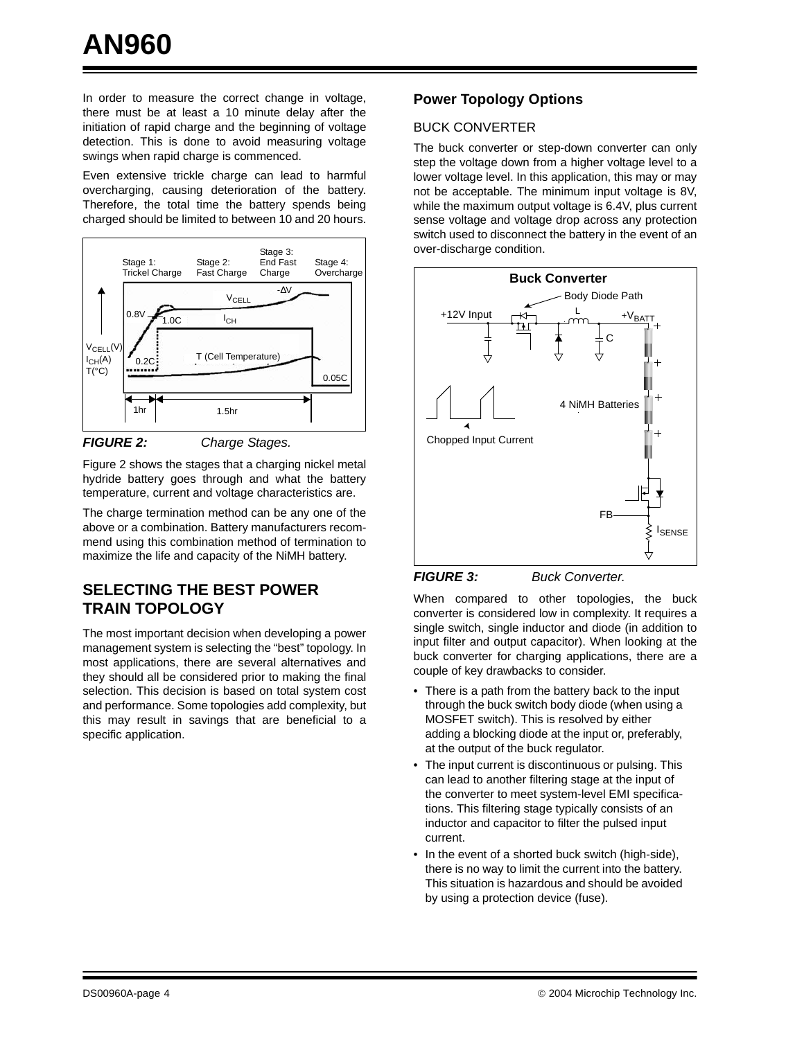In order to measure the correct change in voltage, there must be at least a 10 minute delay after the initiation of rapid charge and the beginning of voltage detection. This is done to avoid measuring voltage swings when rapid charge is commenced.

Even extensive trickle charge can lead to harmful overcharging, causing deterioration of the battery. Therefore, the total time the battery spends being charged should be limited to between 10 and 20 hours.

***FIGURE 2:*** *Charge Stages.*

Figure 2 shows the stages that a charging nickel metal hydride battery goes through and what the battery temperature, current and voltage characteristics are.

The charge termination method can be any one of the above or a combination. Battery manufacturers recommend using this combination method of termination to maximize the life and capacity of the NiMH battery.

## SELECTING THE BEST POWER TRAIN TOPOLOGY

The most important decision when developing a power management system is selecting the "best" topology. In most applications, there are several alternatives and they should all be considered prior to making the final selection. This decision is based on total system cost and performance. Some topologies add complexity, but this may result in savings that are beneficial to a specific application.

### Power Topology Options

#### BUCK CONVERTER

The buck converter or step-down converter can only step the voltage down from a higher voltage level to a lower voltage level. In this application, this may or may not be acceptable. The minimum input voltage is 8V, while the maximum output voltage is 6.4V, plus current sense voltage and voltage drop across any protection switch used to disconnect the battery in the event of an over-discharge condition.

***FIGURE 3:*** *Buck Converter.*

When compared to other topologies, the buck converter is considered low in complexity. It requires a single switch, single inductor and diode (in addition to input filter and output capacitor). When looking at the buck converter for charging applications, there are a couple of key drawbacks to consider.

- There is a path from the battery back to the input through the buck switch body diode (when using a MOSFET switch). This is resolved by either adding a blocking diode at the input or, preferably, at the output of the buck regulator.
- The input current is discontinuous or pulsing. This can lead to another filtering stage at the input of the converter to meet system-level EMI specifications. This filtering stage typically consists of an inductor and capacitor to filter the pulsed input current.
- In the event of a shorted buck switch (high-side), there is no way to limit the current into the battery. This situation is hazardous and should be avoided by using a protection device (fuse).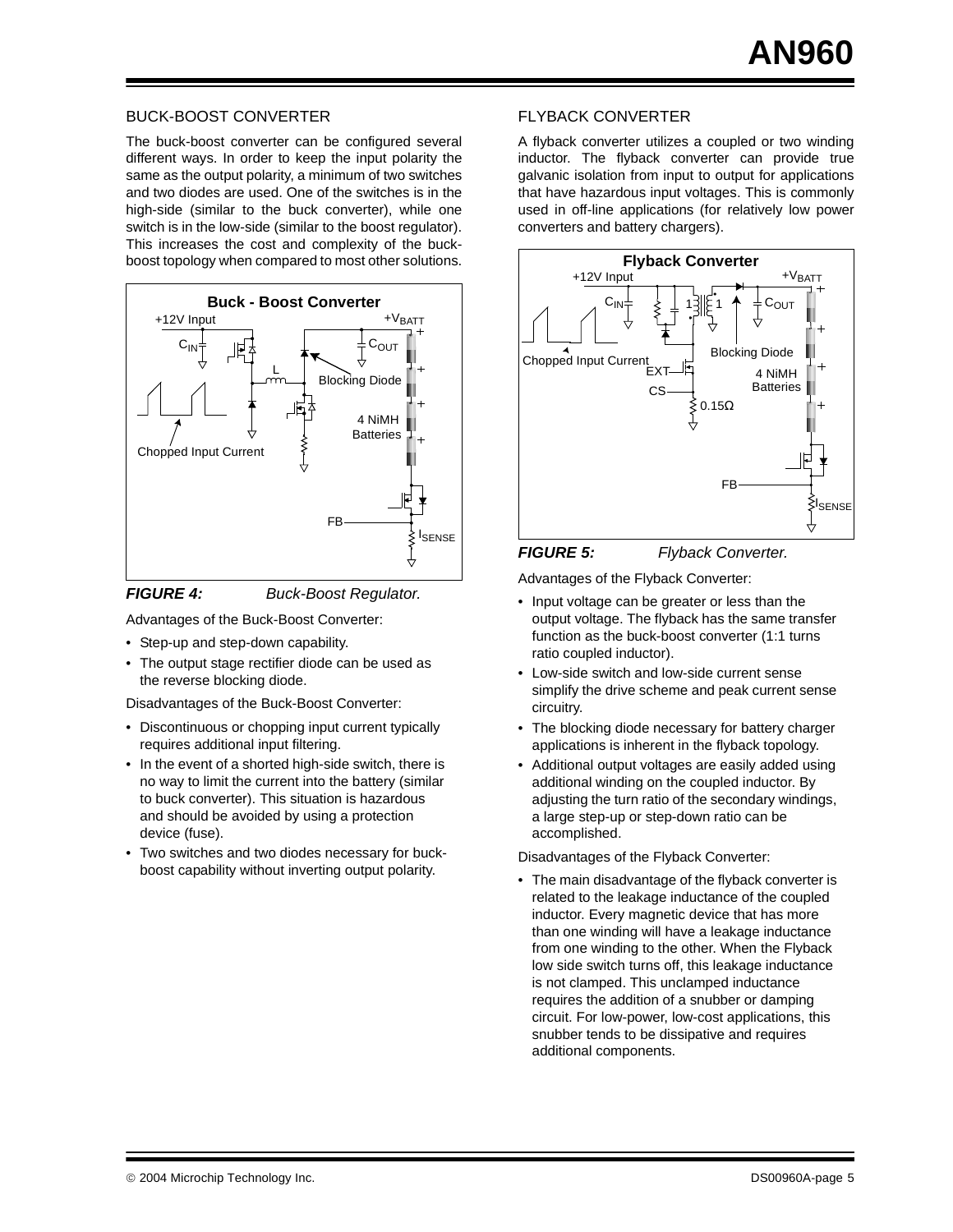## BUCK-BOOST CONVERTER

The buck-boost converter can be configured several different ways. In order to keep the input polarity the same as the output polarity, a minimum of two switches and two diodes are used. One of the switches is in the high-side (similar to the buck converter), while one switch is in the low-side (similar to the boost regulator). This increases the cost and complexity of the buck-boost topology when compared to most other solutions.

***FIGURE 4:*** *Buck-Boost Regulator.*

Advantages of the Buck-Boost Converter:

- Step-up and step-down capability.
- The output stage rectifier diode can be used as the reverse blocking diode.

Disadvantages of the Buck-Boost Converter:

- Discontinuous or chopping input current typically requires additional input filtering.
- In the event of a shorted high-side switch, there is no way to limit the current into the battery (similar to buck converter). This situation is hazardous and should be avoided by using a protection device (fuse).
- Two switches and two diodes necessary for buck-boost capability without inverting output polarity.

## FLYBACK CONVERTER

A flyback converter utilizes a coupled or two winding inductor. The flyback converter can provide true galvanic isolation from input to output for applications that have hazardous input voltages. This is commonly used in off-line applications (for relatively low power converters and battery chargers).

***FIGURE 5:*** *Flyback Converter.*

Advantages of the Flyback Converter:

- Input voltage can be greater or less than the output voltage. The flyback has the same transfer function as the buck-boost converter (1:1 turns ratio coupled inductor).
- Low-side switch and low-side current sense simplify the drive scheme and peak current sense circuitry.
- The blocking diode necessary for battery charger applications is inherent in the flyback topology.
- Additional output voltages are easily added using additional winding on the coupled inductor. By adjusting the turn ratio of the secondary windings, a large step-up or step-down ratio can be accomplished.

Disadvantages of the Flyback Converter:

- The main disadvantage of the flyback converter is related to the leakage inductance of the coupled inductor. Every magnetic device that has more than one winding will have a leakage inductance from one winding to the other. When the Flyback low side switch turns off, this leakage inductance is not clamped. This unclamped inductance requires the addition of a snubber or damping circuit. For low-power, low-cost applications, this snubber tends to be dissipative and requires additional components.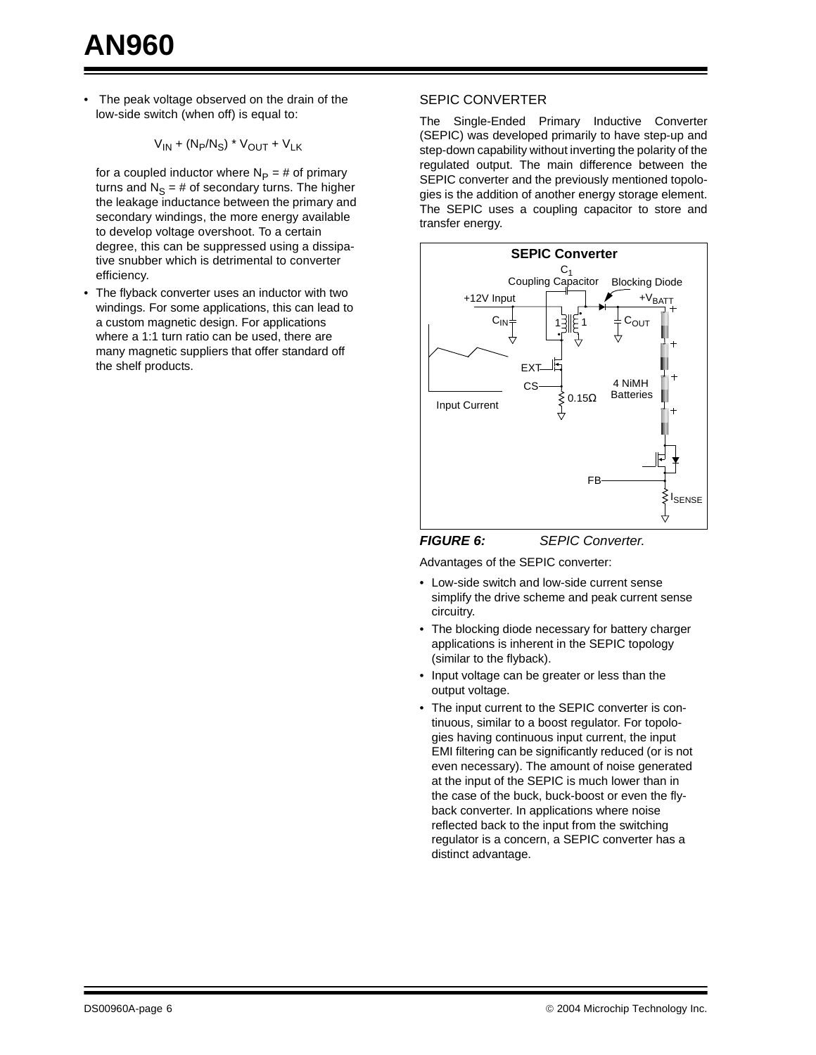- The peak voltage observed on the drain of the low-side switch (when off) is equal to:

$$V_{IN} + (N_P/N_S) * V_{OUT} + V_{LK}$$

  for a coupled inductor where $N_P$ = # of primary turns and $N_S$ = # of secondary turns. The higher the leakage inductance between the primary and secondary windings, the more energy available to develop voltage overshoot. To a certain degree, this can be suppressed using a dissipative snubber which is detrimental to converter efficiency.

- The flyback converter uses an inductor with two windings. For some applications, this can lead to a custom magnetic design. For applications where a 1:1 turn ratio can be used, there are many magnetic suppliers that offer standard off the shelf products.

## SEPIC CONVERTER

The Single-Ended Primary Inductive Converter (SEPIC) was developed primarily to have step-up and step-down capability without inverting the polarity of the regulated output. The main difference between the SEPIC converter and the previously mentioned topologies is the addition of another energy storage element. The SEPIC uses a coupling capacitor to store and transfer energy.

**FIGURE 6:** *SEPIC Converter.*

Advantages of the SEPIC converter:

- Low-side switch and low-side current sense simplify the drive scheme and peak current sense circuitry.
- The blocking diode necessary for battery charger applications is inherent in the SEPIC topology (similar to the flyback).
- Input voltage can be greater or less than the output voltage.
- The input current to the SEPIC converter is continuous, similar to a boost regulator. For topologies having continuous input current, the input EMI filtering can be significantly reduced (or is not even necessary). The amount of noise generated at the input of the SEPIC is much lower than in the case of the buck, buck-boost or even the flyback converter. In applications where noise reflected back to the input from the switching regulator is a concern, a SEPIC converter has a distinct advantage.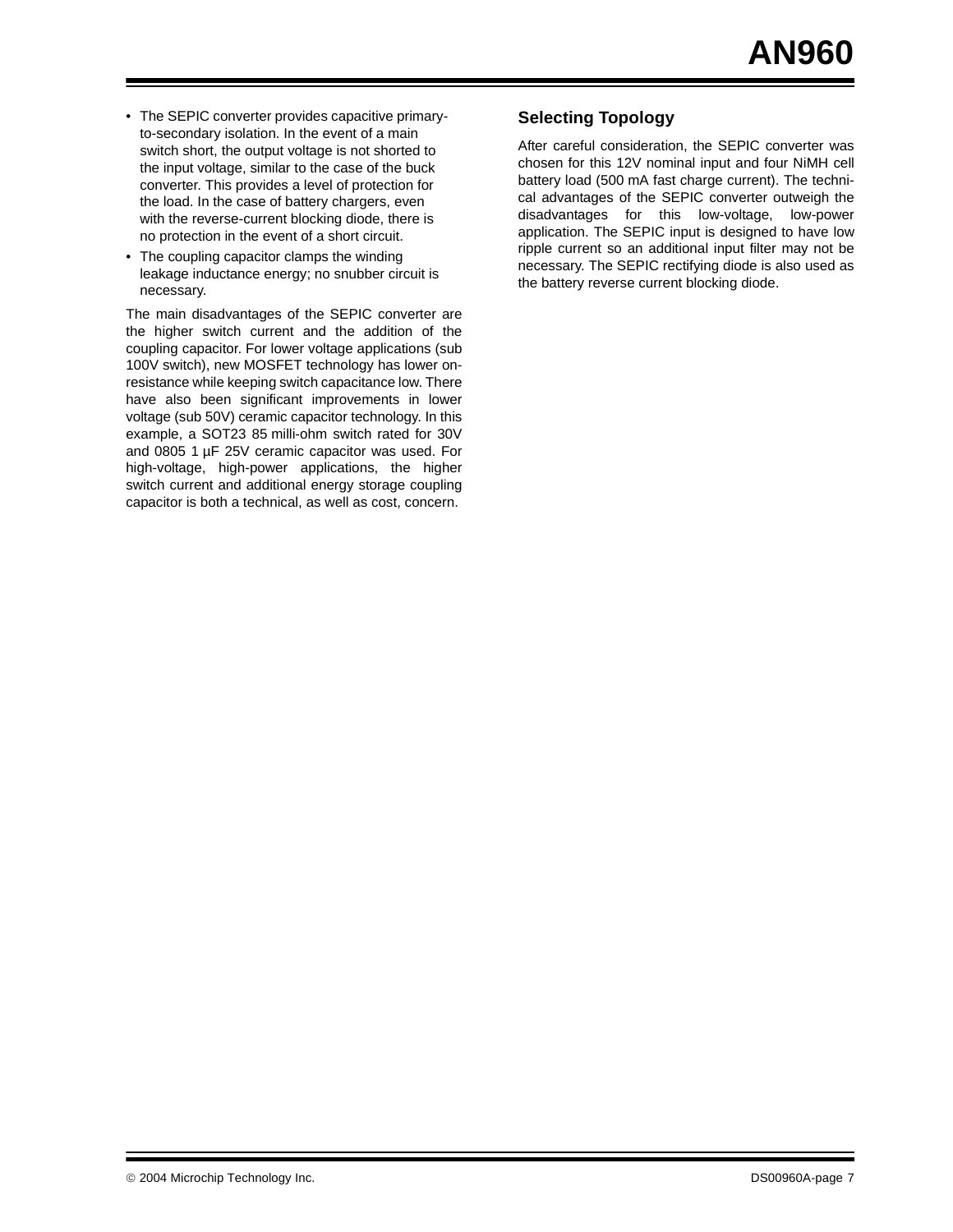- The SEPIC converter provides capacitive primary-to-secondary isolation. In the event of a main switch short, the output voltage is not shorted to the input voltage, similar to the case of the buck converter. This provides a level of protection for the load. In the case of battery chargers, even with the reverse-current blocking diode, there is no protection in the event of a short circuit.
- The coupling capacitor clamps the winding leakage inductance energy; no snubber circuit is necessary.

The main disadvantages of the SEPIC converter are the higher switch current and the addition of the coupling capacitor. For lower voltage applications (sub 100V switch), new MOSFET technology has lower on-resistance while keeping switch capacitance low. There have also been significant improvements in lower voltage (sub 50V) ceramic capacitor technology. In this example, a SOT23 85 milli-ohm switch rated for 30V and 0805 1 µF 25V ceramic capacitor was used. For high-voltage, high-power applications, the higher switch current and additional energy storage coupling capacitor is both a technical, as well as cost, concern.

### Selecting Topology

After careful consideration, the SEPIC converter was chosen for this 12V nominal input and four NiMH cell battery load (500 mA fast charge current). The technical advantages of the SEPIC converter outweigh the disadvantages for this low-voltage, low-power application. The SEPIC input is designed to have low ripple current so an additional input filter may not be necessary. The SEPIC rectifying diode is also used as the battery reverse current blocking diode.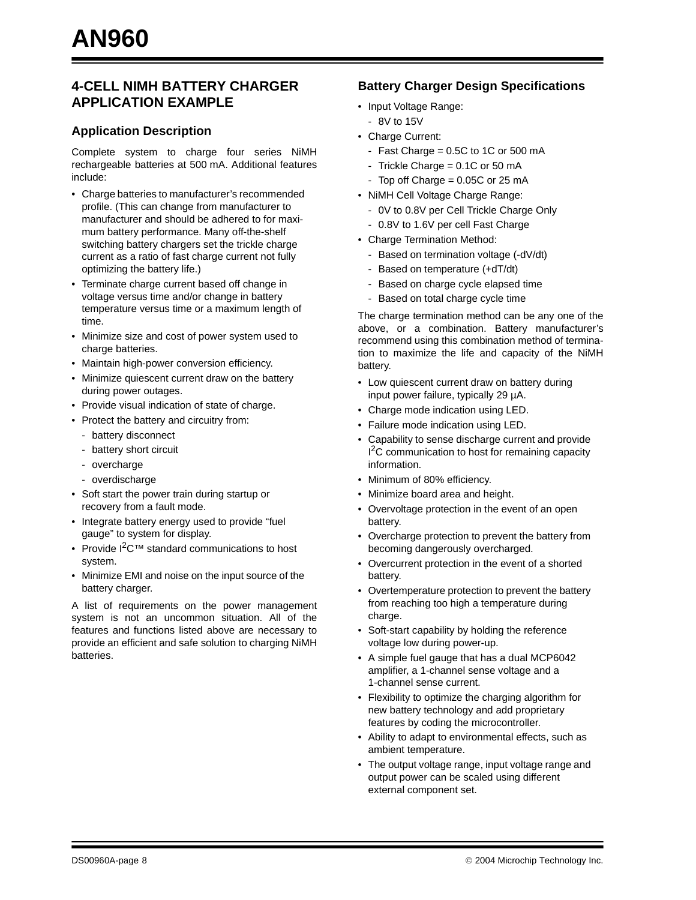## 4-CELL NIMH BATTERY CHARGER APPLICATION EXAMPLE

### Application Description

Complete system to charge four series NiMH rechargeable batteries at 500 mA. Additional features include:

- Charge batteries to manufacturer's recommended profile. (This can change from manufacturer to manufacturer and should be adhered to for maximum battery performance. Many off-the-shelf switching battery chargers set the trickle charge current as a ratio of fast charge current not fully optimizing the battery life.)
- Terminate charge current based off change in voltage versus time and/or change in battery temperature versus time or a maximum length of time.
- Minimize size and cost of power system used to charge batteries.
- Maintain high-power conversion efficiency.
- Minimize quiescent current draw on the battery during power outages.
- Provide visual indication of state of charge.
- Protect the battery and circuitry from:
  - battery disconnect
  - battery short circuit
  - overcharge
  - overdischarge
- Soft start the power train during startup or recovery from a fault mode.
- Integrate battery energy used to provide "fuel gauge" to system for display.
- Provide $I^2C$™ standard communications to host system.
- Minimize EMI and noise on the input source of the battery charger.

A list of requirements on the power management system is not an uncommon situation. All of the features and functions listed above are necessary to provide an efficient and safe solution to charging NiMH batteries.

### Battery Charger Design Specifications

- Input Voltage Range:
  - 8V to 15V
- Charge Current:
  - Fast Charge = 0.5C to 1C or 500 mA
  - Trickle Charge = 0.1C or 50 mA
  - Top off Charge = 0.05C or 25 mA
- NiMH Cell Voltage Charge Range:
  - 0V to 0.8V per Cell Trickle Charge Only
  - 0.8V to 1.6V per cell Fast Charge
- Charge Termination Method:
  - Based on termination voltage (-dV/dt)
  - Based on temperature (+dT/dt)
  - Based on charge cycle elapsed time
  - Based on total charge cycle time

The charge termination method can be any one of the above, or a combination. Battery manufacturer's recommend using this combination method of termination to maximize the life and capacity of the NiMH battery.

- Low quiescent current draw on battery during input power failure, typically 29 µA.
- Charge mode indication using LED.
- Failure mode indication using LED.
- Capability to sense discharge current and provide $I^2C$ communication to host for remaining capacity information.
- Minimum of 80% efficiency.
- Minimize board area and height.
- Overvoltage protection in the event of an open battery.
- Overcharge protection to prevent the battery from becoming dangerously overcharged.
- Overcurrent protection in the event of a shorted battery.
- Overtemperature protection to prevent the battery from reaching too high a temperature during charge.
- Soft-start capability by holding the reference voltage low during power-up.
- A simple fuel gauge that has a dual MCP6042 amplifier, a 1-channel sense voltage and a 1-channel sense current.
- Flexibility to optimize the charging algorithm for new battery technology and add proprietary features by coding the microcontroller.
- Ability to adapt to environmental effects, such as ambient temperature.
- The output voltage range, input voltage range and output power can be scaled using different external component set.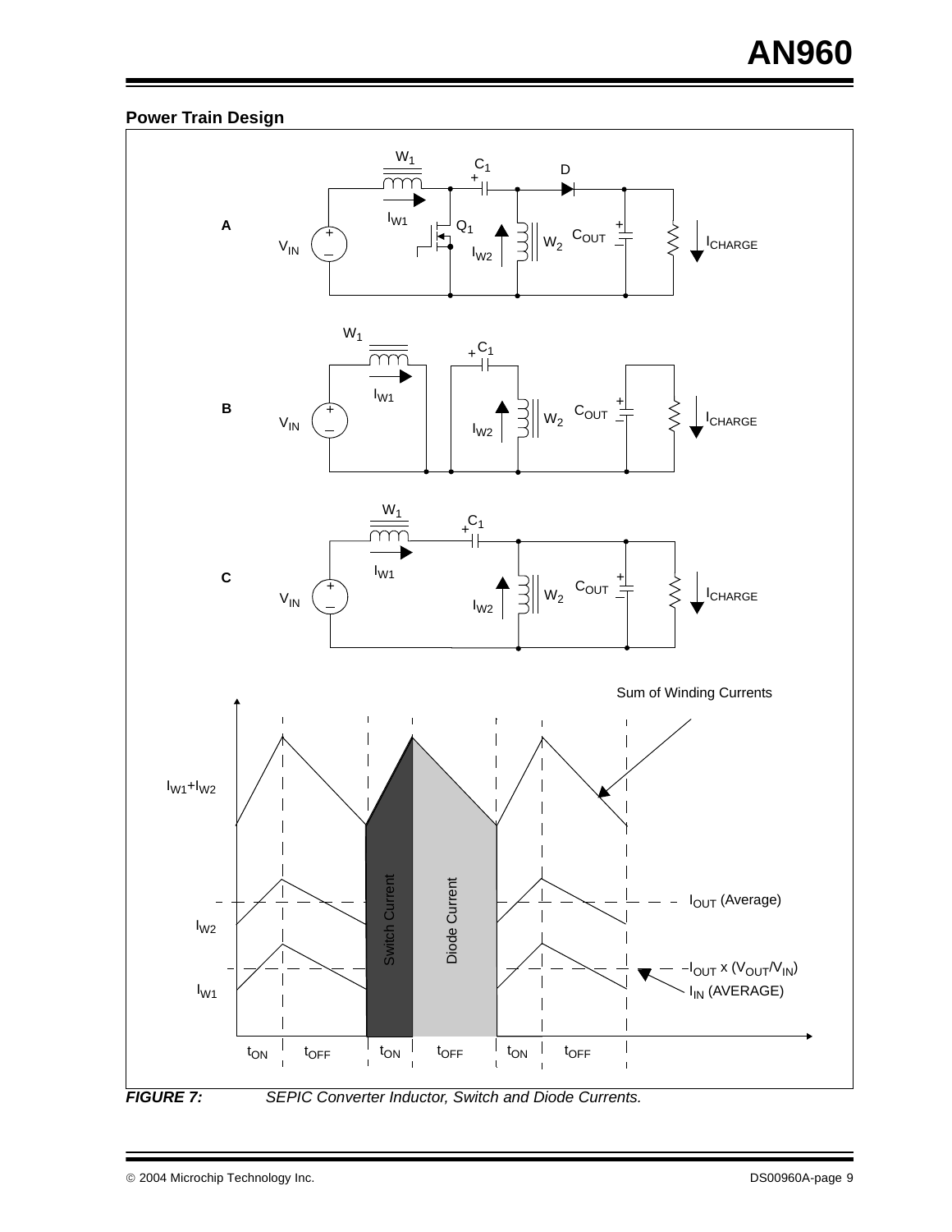**Power Train Design**

*FIGURE 7: SEPIC Converter Inductor, Switch and Diode Currents.*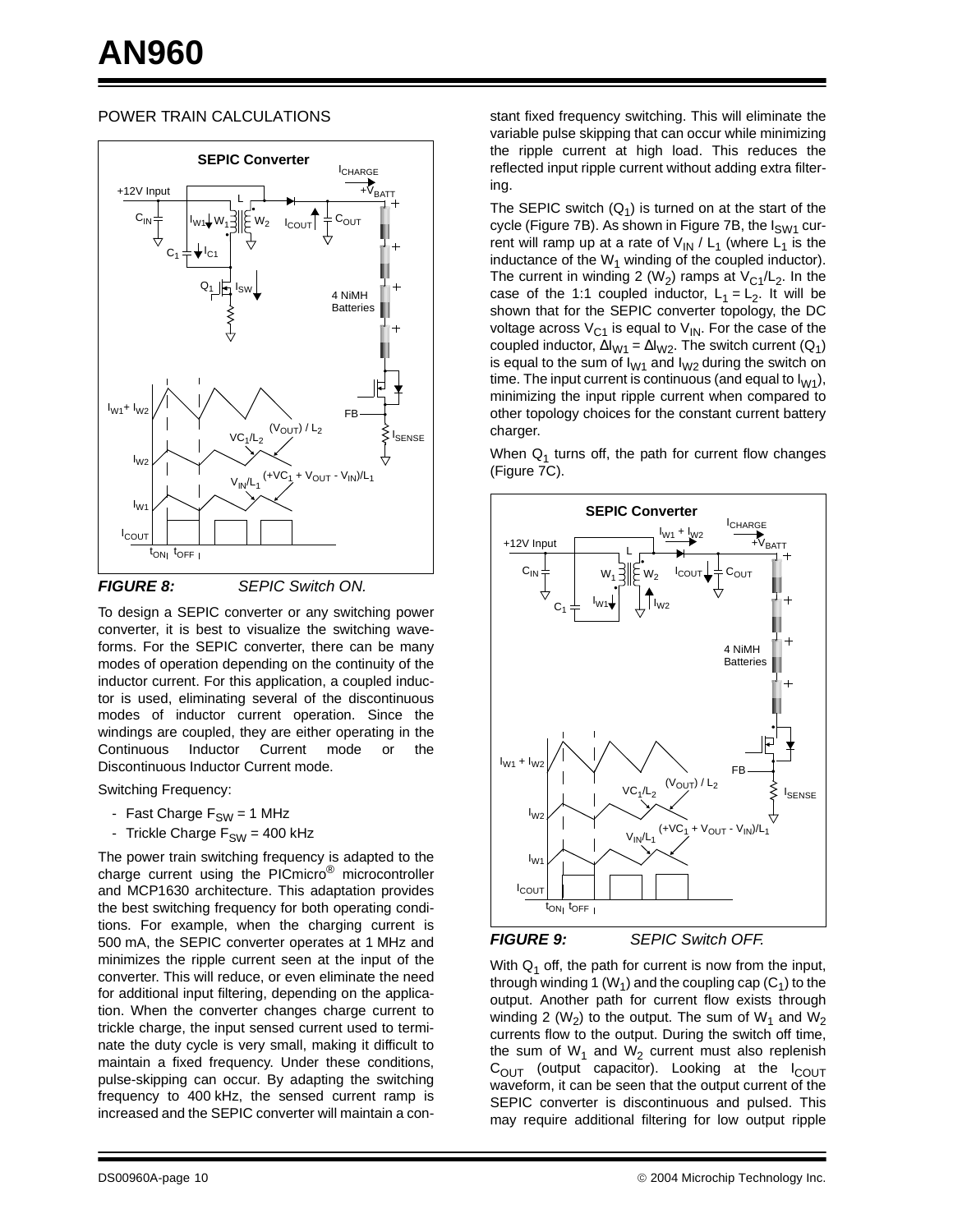POWER TRAIN CALCULATIONS

*FIGURE 8: SEPIC Switch ON.*

To design a SEPIC converter or any switching power converter, it is best to visualize the switching waveforms. For the SEPIC converter, there can be many modes of operation depending on the continuity of the inductor current. For this application, a coupled inductor is used, eliminating several of the discontinuous modes of inductor current operation. Since the windings are coupled, they are either operating in the Continuous Inductor Current mode or the Discontinuous Inductor Current mode.

Switching Frequency:

- Fast Charge $F_{SW}$ = 1 MHz
- Trickle Charge $F_{SW}$ = 400 kHz

The power train switching frequency is adapted to the charge current using the PICmicro® microcontroller and MCP1630 architecture. This adaptation provides the best switching frequency for both operating conditions. For example, when the charging current is 500 mA, the SEPIC converter operates at 1 MHz and minimizes the ripple current seen at the input of the converter. This will reduce, or even eliminate the need for additional input filtering, depending on the application. When the converter changes charge current to trickle charge, the input sensed current used to terminate the duty cycle is very small, making it difficult to maintain a fixed frequency. Under these conditions, pulse-skipping can occur. By adapting the switching frequency to 400 kHz, the sensed current ramp is increased and the SEPIC converter will maintain a constant fixed frequency switching. This will eliminate the variable pulse skipping that can occur while minimizing the ripple current at high load. This reduces the reflected input ripple current without adding extra filtering.

The SEPIC switch ($Q_1$) is turned on at the start of the cycle (Figure 7B). As shown in Figure 7B, the $I_{SW1}$ current will ramp up at a rate of $V_{IN}$ / $L_1$ (where $L_1$ is the inductance of the $W_1$ winding of the coupled inductor). The current in winding 2 ($W_2$) ramps at $V_{C1}/L_2$. In the case of the 1:1 coupled inductor, $L_1 = L_2$. It will be shown that for the SEPIC converter topology, the DC voltage across $V_{C1}$ is equal to $V_{IN}$. For the case of the coupled inductor, $\Delta I_{W1} = \Delta I_{W2}$. The switch current ($Q_1$) is equal to the sum of $I_{W1}$ and $I_{W2}$ during the switch on time. The input current is continuous (and equal to $I_{W1}$), minimizing the input ripple current when compared to other topology choices for the constant current battery charger.

When $Q_1$ turns off, the path for current flow changes (Figure 7C).

*FIGURE 9: SEPIC Switch OFF.*

With $Q_1$ off, the path for current is now from the input, through winding 1 ($W_1$) and the coupling cap ($C_1$) to the output. Another path for current flow exists through winding 2 ($W_2$) to the output. The sum of $W_1$ and $W_2$ currents flow to the output. During the switch off time, the sum of $W_1$ and $W_2$ current must also replenish $C_{OUT}$ (output capacitor). Looking at the $I_{COUT}$ waveform, it can be seen that the output current of the SEPIC converter is discontinuous and pulsed. This may require additional filtering for low output ripple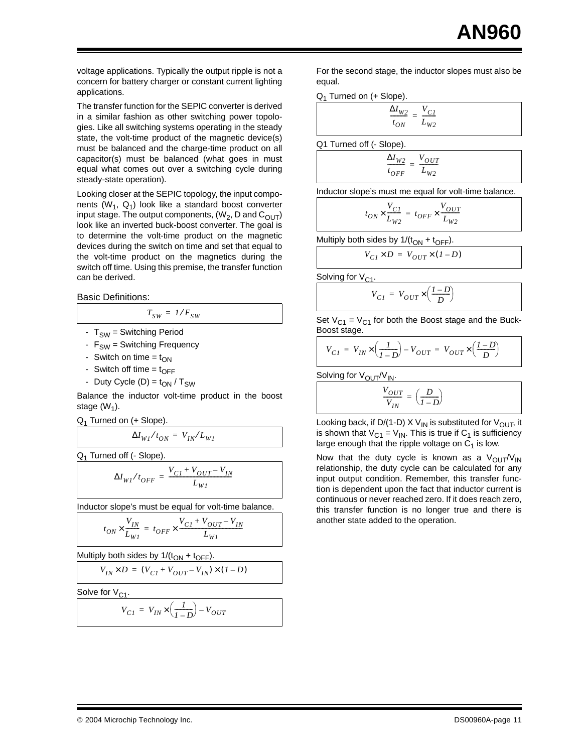voltage applications. Typically the output ripple is not a concern for battery charger or constant current lighting applications.

The transfer function for the SEPIC converter is derived in a similar fashion as other switching power topologies. Like all switching systems operating in the steady state, the volt-time product of the magnetic device(s) must be balanced and the charge-time product on all capacitor(s) must be balanced (what goes in must equal what comes out over a switching cycle during steady-state operation).

Looking closer at the SEPIC topology, the input components ($W_1$, $Q_1$) look like a standard boost converter input stage. The output components, ($W_2$, D and $C_{OUT}$) look like an inverted buck-boost converter. The goal is to determine the volt-time product on the magnetic devices during the switch on time and set that equal to the volt-time product on the magnetics during the switch off time. Using this premise, the transfer function can be derived.

Basic Definitions:

$$T_{SW} = 1/F_{SW}$$

- $T_{SW}$ = Switching Period
- $F_{SW}$ = Switching Frequency
- Switch on time = $t_{ON}$
- Switch off time = $t_{OFF}$
- Duty Cycle (D) = $t_{ON}$ / $T_{SW}$

Balance the inductor volt-time product in the boost stage ($W_1$).

$Q_1$ Turned on (+ Slope).

$$\Delta I_{W1}/t_{ON} = V_{IN}/L_{W1}$$

$Q_1$ Turned off (- Slope).

$$\Delta I_{W1}/t_{OFF} = \frac{V_{C1} + V_{OUT} - V_{IN}}{L_{W1}}$$

Inductor slope's must be equal for volt-time balance.

$$t_{ON} \times \frac{V_{IN}}{L_{W1}} = t_{OFF} \times \frac{V_{C1} + V_{OUT} - V_{IN}}{L_{W1}}$$

Multiply both sides by $1/(t_{ON} + t_{OFF})$.

$$V_{IN} \times D = (V_{C1} + V_{OUT} - V_{IN}) \times (1 - D)$$

Solve for $V_{C1}$.

$$V_{C1} = V_{IN} \times \left(\frac{1}{1 - D}\right) - V_{OUT}$$

For the second stage, the inductor slopes must also be equal.

$Q_1$ Turned on (+ Slope).

$$\frac{\Delta I_{W2}}{t_{ON}} = \frac{V_{C1}}{L_{W2}}$$

Q1 Turned off (- Slope).

$$\frac{\Delta I_{W2}}{t_{OFF}} = \frac{V_{OUT}}{L_{W2}}$$

Inductor slope's must me equal for volt-time balance.

$$t_{ON} \times \frac{V_{C1}}{L_{W2}} = t_{OFF} \times \frac{V_{OUT}}{L_{W2}}$$

Multiply both sides by $1/(t_{ON} + t_{OFF})$.

$$V_{C1} \times D = V_{OUT} \times (1 - D)$$

Solving for $V_{C1}$.

$$V_{C1} = V_{OUT} \times \left(\frac{1 - D}{D}\right)$$

Set $V_{C1} = V_{C1}$ for both the Boost stage and the Buck-Boost stage.

$$V_{C1} = V_{IN} \times \left(\frac{1}{1 - D}\right) - V_{OUT} = V_{OUT} \times \left(\frac{1 - D}{D}\right)$$

Solving for $V_{OUT}/V_{IN}$.

$$\frac{V_{OUT}}{V_{IN}} = \left(\frac{D}{1 - D}\right)$$

Looking back, if D/(1-D) X $V_{IN}$ is substituted for $V_{OUT}$, it is shown that $V_{C1} = V_{IN}$. This is true if $C_1$ is sufficiency large enough that the ripple voltage on $C_1$ is low.

Now that the duty cycle is known as a $V_{OUT}/V_{IN}$ relationship, the duty cycle can be calculated for any input output condition. Remember, this transfer function is dependent upon the fact that inductor current is continuous or never reached zero. If it does reach zero, this transfer function is no longer true and there is another state added to the operation.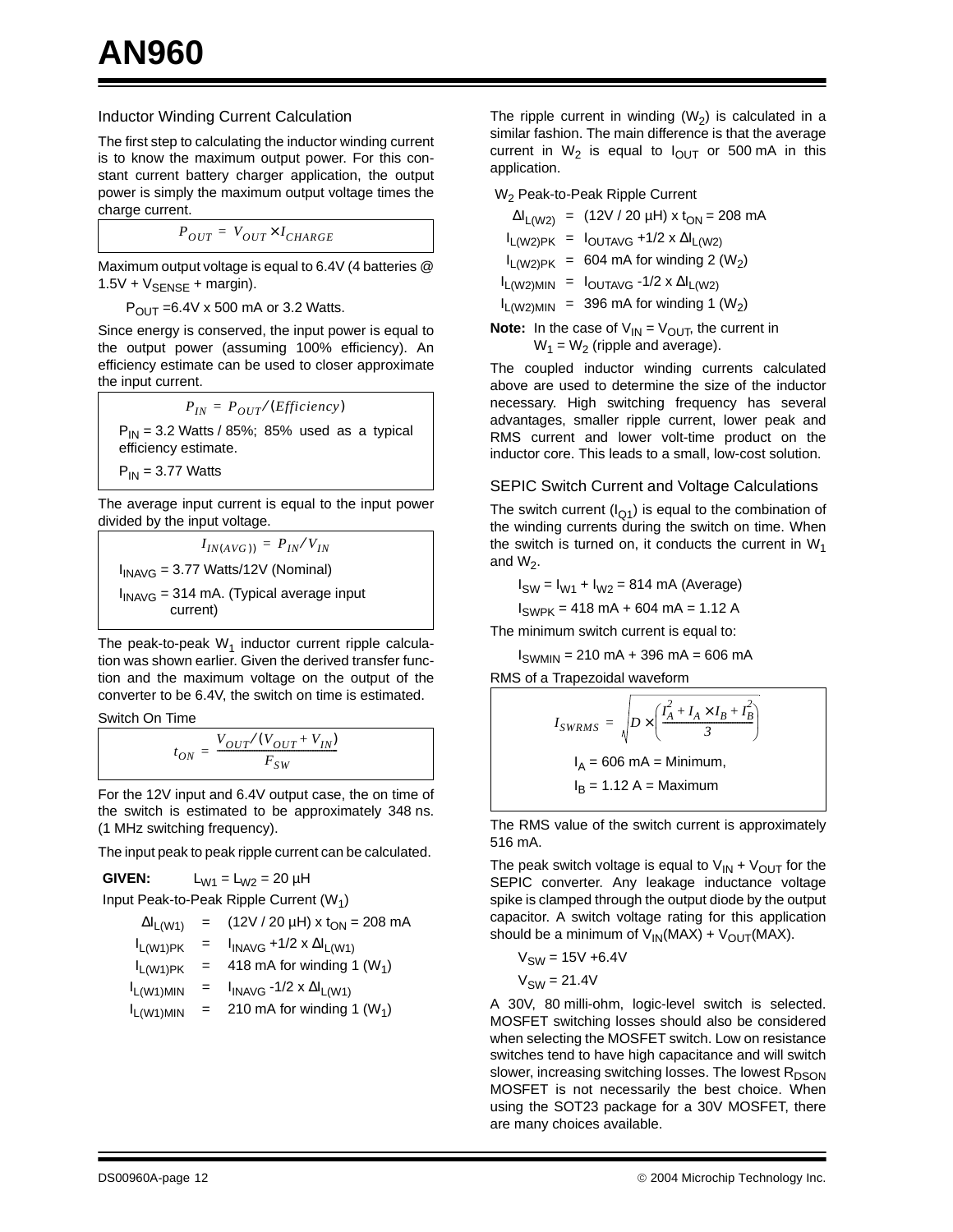### Inductor Winding Current Calculation

The first step to calculating the inductor winding current is to know the maximum output power. For this constant current battery charger application, the output power is simply the maximum output voltage times the charge current.

$$P_{OUT} = V_{OUT} \times I_{CHARGE}$$

Maximum output voltage is equal to 6.4V (4 batteries @ 1.5V + $V_{SENSE}$ + margin).

$P_{OUT}$ =6.4V x 500 mA or 3.2 Watts.

Since energy is conserved, the input power is equal to the output power (assuming 100% efficiency). An efficiency estimate can be used to closer approximate the input current.

$$P_{IN} = P_{OUT} / (Efficiency)$$

$P_{IN}$ = 3.2 Watts / 85%; 85% used as a typical efficiency estimate.

$P_{IN}$ = 3.77 Watts

The average input current is equal to the input power divided by the input voltage.

$$I_{IN(AVG))} = P_{IN} / V_{IN}$$

$I_{INAVG}$ = 3.77 Watts/12V (Nominal)

$I_{INAVG}$ = 314 mA. (Typical average input current)

The peak-to-peak $W_1$ inductor current ripple calculation was shown earlier. Given the derived transfer function and the maximum voltage on the output of the converter to be 6.4V, the switch on time is estimated.

Switch On Time

$$t_{ON} = \frac{V_{OUT} / (V_{OUT} + V_{IN})}{F_{SW}}$$

For the 12V input and 6.4V output case, the on time of the switch is estimated to be approximately 348 ns. (1 MHz switching frequency).

The input peak to peak ripple current can be calculated.

**GIVEN:** $L_{W1} = L_{W2}$ = 20 µH

Input Peak-to-Peak Ripple Current ($W_1$)

$\Delta I_{L(W1)}$ = (12V / 20 µH) x $t_{ON}$ = 208 mA

$I_{L(W1)PK}$ = $I_{INAVG}$ +1/2 x $\Delta I_{L(W1)}$

$I_{L(W1)PK}$ = 418 mA for winding 1 ($W_1$)

$I_{L(W1)MIN}$ = $I_{INAVG}$ -1/2 x $\Delta I_{L(W1)}$

$I_{L(W1)MIN}$ = 210 mA for winding 1 ($W_1$)

The ripple current in winding ($W_2$) is calculated in a similar fashion. The main difference is that the average current in $W_2$ is equal to $I_{OUT}$ or 500 mA in this application.

$W_2$ Peak-to-Peak Ripple Current

$\Delta I_{L(W2)}$ = (12V / 20 µH) x $t_{ON}$ = 208 mA

$I_{L(W2)PK}$ = $I_{OUTAVG}$ +1/2 x $\Delta I_{L(W2)}$

$I_{L(W2)PK}$ = 604 mA for winding 2 ($W_2$)

$I_{L(W2)MIN}$ = $I_{OUTAVG}$ -1/2 x $\Delta I_{L(W2)}$

$I_{L(W2)MIN}$ = 396 mA for winding 1 ($W_2$)

**Note:** In the case of $V_{IN} = V_{OUT}$, the current in $W_1 = W_2$ (ripple and average).

The coupled inductor winding currents calculated above are used to determine the size of the inductor necessary. High switching frequency has several advantages, smaller ripple current, lower peak and RMS current and lower volt-time product on the inductor core. This leads to a small, low-cost solution.

### SEPIC Switch Current and Voltage Calculations

The switch current ($I_{Q1}$) is equal to the combination of the winding currents during the switch on time. When the switch is turned on, it conducts the current in $W_1$ and $W_2$.

$I_{SW} = I_{W1} + I_{W2}$ = 814 mA (Average)

$I_{SWPK}$ = 418 mA + 604 mA = 1.12 A

The minimum switch current is equal to:

$I_{SWMIN}$ = 210 mA + 396 mA = 606 mA

RMS of a Trapezoidal waveform

$$I_{SWRMS} = \sqrt{D \times \left(\frac{I_A^2 + I_A \times I_B + I_B^2}{3}\right)}$$

$I_A$ = 606 mA = Minimum,

$I_B$ = 1.12 A = Maximum

The RMS value of the switch current is approximately 516 mA.

The peak switch voltage is equal to $V_{IN} + V_{OUT}$ for the SEPIC converter. Any leakage inductance voltage spike is clamped through the output diode by the output capacitor. A switch voltage rating for this application should be a minimum of $V_{IN}$(MAX) + $V_{OUT}$(MAX).

$V_{SW}$ = 15V +6.4V

$V_{SW}$ = 21.4V

A 30V, 80 milli-ohm, logic-level switch is selected. MOSFET switching losses should also be considered when selecting the MOSFET switch. Low on resistance switches tend to have high capacitance and will switch slower, increasing switching losses. The lowest $R_{DSON}$ MOSFET is not necessarily the best choice. When using the SOT23 package for a 30V MOSFET, there are many choices available.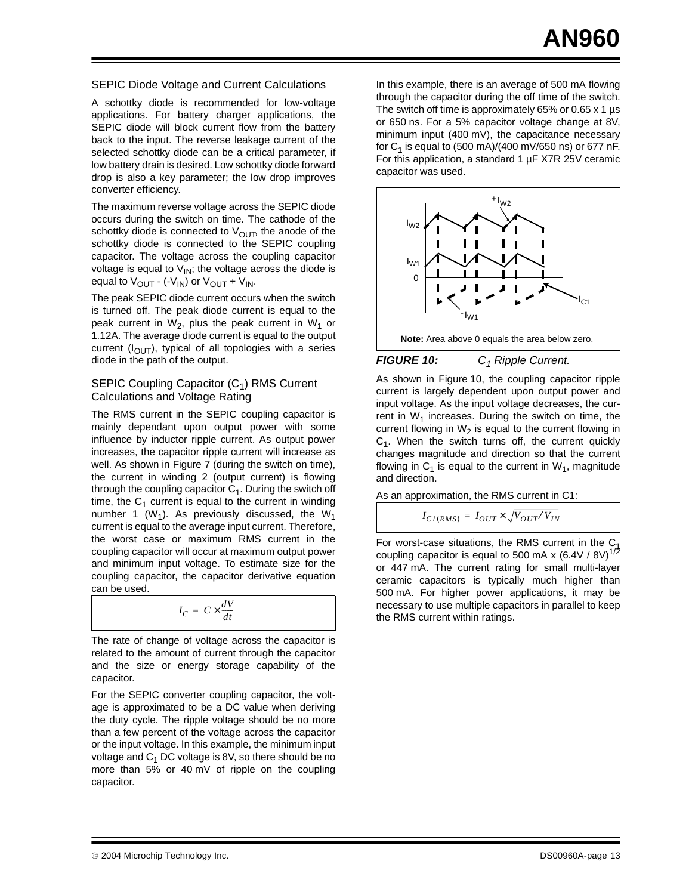### SEPIC Diode Voltage and Current Calculations

A schottky diode is recommended for low-voltage applications. For battery charger applications, the SEPIC diode will block current flow from the battery back to the input. The reverse leakage current of the selected schottky diode can be a critical parameter, if low battery drain is desired. Low schottky diode forward drop is also a key parameter; the low drop improves converter efficiency.

The maximum reverse voltage across the SEPIC diode occurs during the switch on time. The cathode of the schottky diode is connected to $V_{OUT}$, the anode of the schottky diode is connected to the SEPIC coupling capacitor. The voltage across the coupling capacitor voltage is equal to $V_{IN}$; the voltage across the diode is equal to $V_{OUT}$ - (-$V_{IN}$) or $V_{OUT} + V_{IN}$.

The peak SEPIC diode current occurs when the switch is turned off. The peak diode current is equal to the peak current in $W_2$, plus the peak current in $W_1$ or 1.12A. The average diode current is equal to the output current ($I_{OUT}$), typical of all topologies with a series diode in the path of the output.

### SEPIC Coupling Capacitor ($C_1$) RMS Current Calculations and Voltage Rating

The RMS current in the SEPIC coupling capacitor is mainly dependant upon output power with some influence by inductor ripple current. As output power increases, the capacitor ripple current will increase as well. As shown in Figure 7 (during the switch on time), the current in winding 2 (output current) is flowing through the coupling capacitor $C_1$. During the switch off time, the $C_1$ current is equal to the current in winding number 1 ($W_1$). As previously discussed, the $W_1$ current is equal to the average input current. Therefore, the worst case or maximum RMS current in the coupling capacitor will occur at maximum output power and minimum input voltage. To estimate size for the coupling capacitor, the capacitor derivative equation can be used.

$$I_C = C \times \frac{dV}{dt}$$

The rate of change of voltage across the capacitor is related to the amount of current through the capacitor and the size or energy storage capability of the capacitor.

For the SEPIC converter coupling capacitor, the voltage is approximated to be a DC value when deriving the duty cycle. The ripple voltage should be no more than a few percent of the voltage across the capacitor or the input voltage. In this example, the minimum input voltage and $C_1$ DC voltage is 8V, so there should be no more than 5% or 40 mV of ripple on the coupling capacitor.

In this example, there is an average of 500 mA flowing through the capacitor during the off time of the switch. The switch off time is approximately 65% or 0.65 x 1 µs or 650 ns. For a 5% capacitor voltage change at 8V, minimum input (400 mV), the capacitance necessary for $C_1$ is equal to (500 mA)/(400 mV/650 ns) or 677 nF. For this application, a standard 1 µF X7R 25V ceramic capacitor was used.

**Note:** Area above 0 equals the area below zero.

***FIGURE 10:*** *$C_1$ Ripple Current.*

As shown in Figure 10, the coupling capacitor ripple current is largely dependent upon output power and input voltage. As the input voltage decreases, the current in $W_1$ increases. During the switch on time, the current flowing in $W_2$ is equal to the current flowing in $C_1$. When the switch turns off, the current quickly changes magnitude and direction so that the current flowing in $C_1$ is equal to the current in $W_1$, magnitude and direction.

As an approximation, the RMS current in C1:

$$I_{C1(RMS)} = I_{OUT} \times \sqrt{V_{OUT}/V_{IN}}$$

For worst-case situations, the RMS current in the $C_1$ coupling capacitor is equal to 500 mA x $(6.4V / 8V)^{1/2}$ or 447 mA. The current rating for small multi-layer ceramic capacitors is typically much higher than 500 mA. For higher power applications, it may be necessary to use multiple capacitors in parallel to keep the RMS current within ratings.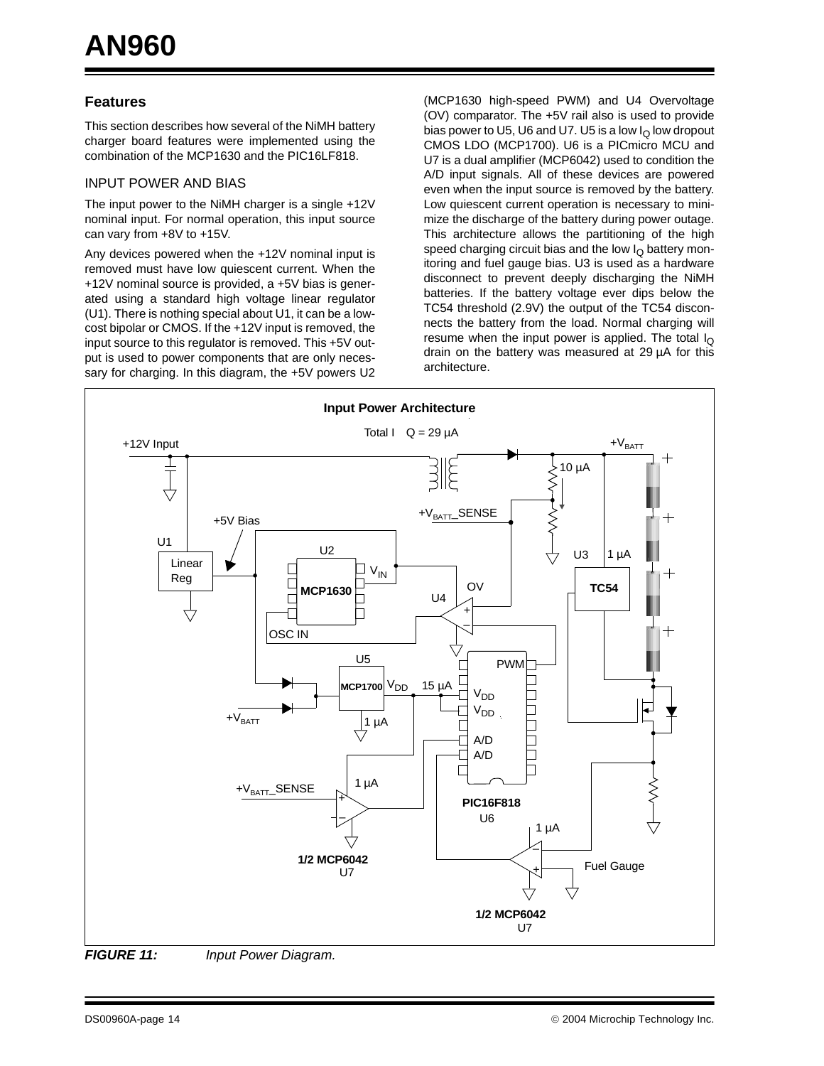## Features

This section describes how several of the NiMH battery charger board features were implemented using the combination of the MCP1630 and the PIC16LF818.

### INPUT POWER AND BIAS

The input power to the NiMH charger is a single +12V nominal input. For normal operation, this input source can vary from +8V to +15V.

Any devices powered when the +12V nominal input is removed must have low quiescent current. When the +12V nominal source is provided, a +5V bias is generated using a standard high voltage linear regulator (U1). There is nothing special about U1, it can be a low-cost bipolar or CMOS. If the +12V input is removed, the input source to this regulator is removed. This +5V output is used to power components that are only necessary for charging. In this diagram, the +5V powers U2 (MCP1630 high-speed PWM) and U4 Overvoltage (OV) comparator. The +5V rail also is used to provide bias power to U5, U6 and U7. U5 is a low $I_Q$ low dropout CMOS LDO (MCP1700). U6 is a PICmicro MCU and U7 is a dual amplifier (MCP6042) used to condition the A/D input signals. All of these devices are powered even when the input source is removed by the battery. Low quiescent current operation is necessary to minimize the discharge of the battery during power outage. This architecture allows the partitioning of the high speed charging circuit bias and the low $I_Q$ battery monitoring and fuel gauge bias. U3 is used as a hardware disconnect to prevent deeply discharging the NiMH batteries. If the battery voltage ever dips below the TC54 threshold (2.9V) the output of the TC54 disconnects the battery from the load. Normal charging will resume when the input power is applied. The total $I_Q$ drain on the battery was measured at 29 µA for this architecture.

**Input Power Architecture**

Total $I_Q$ = 29 µA

+12V Input, $+V_{BATT}$, 10 µA, $+V_{BATT}$_SENSE, +5V Bias, U1 Linear Reg, U2 MCP1630, $V_{IN}$, OSC IN, OV, U4, U3, 1 µA, TC54, U5 MCP1700, $V_{DD}$, 15 µA, $+V_{BATT}$, 1 µA, PWM, $V_{DD}$, $V_{DD}$, A/D, A/D, PIC16F818 U6, $+V_{BATT}$_SENSE, 1 µA, 1/2 MCP6042 U7, 1 µA, Fuel Gauge, 1/2 MCP6042 U7

***FIGURE 11:*** *Input Power Diagram.*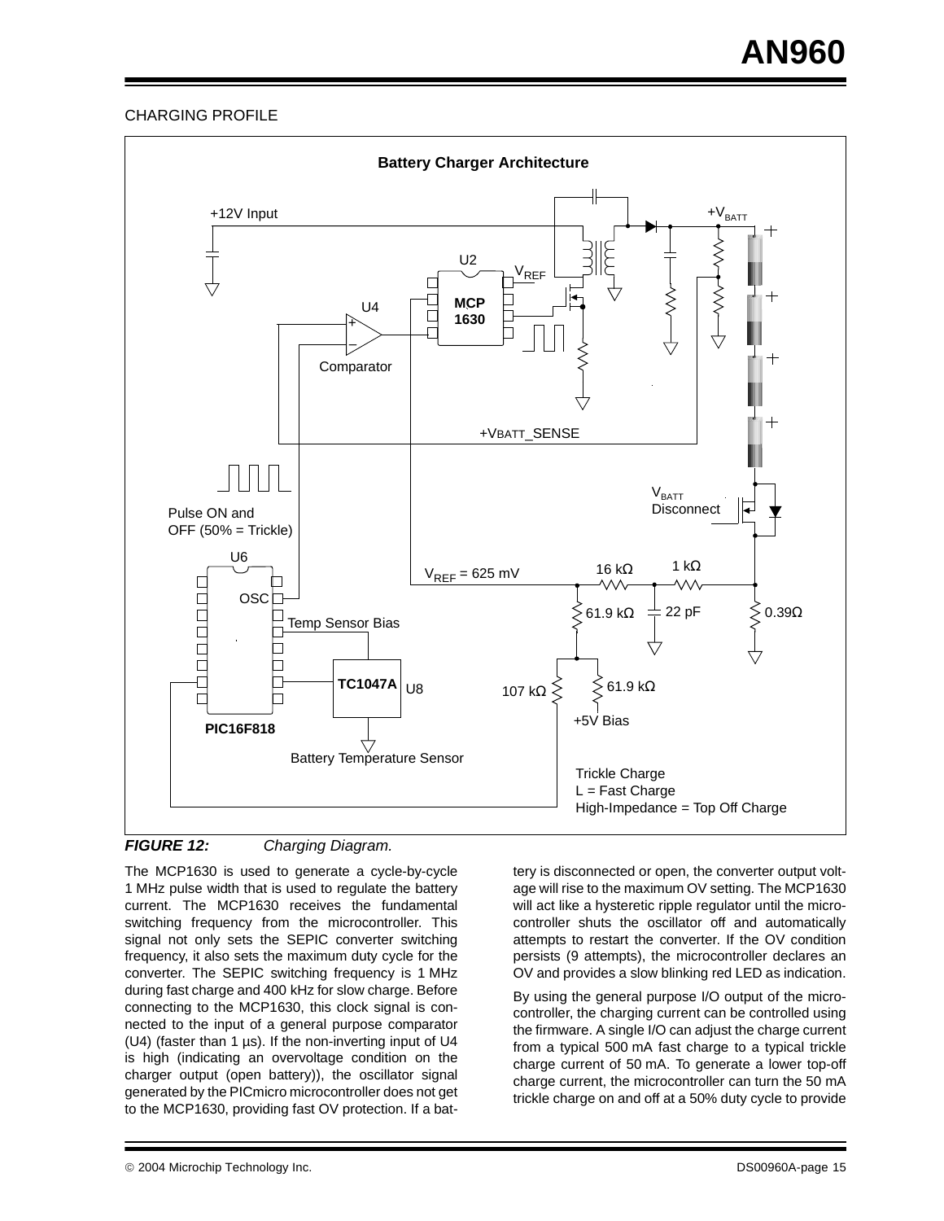CHARGING PROFILE

**FIGURE 12:** *Charging Diagram.*

The MCP1630 is used to generate a cycle-by-cycle 1 MHz pulse width that is used to regulate the battery current. The MCP1630 receives the fundamental switching frequency from the microcontroller. This signal not only sets the SEPIC converter switching frequency, it also sets the maximum duty cycle for the converter. The SEPIC switching frequency is 1 MHz during fast charge and 400 kHz for slow charge. Before connecting to the MCP1630, this clock signal is connected to the input of a general purpose comparator (U4) (faster than 1 µs). If the non-inverting input of U4 is high (indicating an overvoltage condition on the charger output (open battery)), the oscillator signal generated by the PICmicro microcontroller does not get to the MCP1630, providing fast OV protection. If a battery is disconnected or open, the converter output voltage will rise to the maximum OV setting. The MCP1630 will act like a hysteretic ripple regulator until the microcontroller shuts the oscillator off and automatically attempts to restart the converter. If the OV condition persists (9 attempts), the microcontroller declares an OV and provides a slow blinking red LED as indication.

By using the general purpose I/O output of the microcontroller, the charging current can be controlled using the firmware. A single I/O can adjust the charge current from a typical 500 mA fast charge to a typical trickle charge current of 50 mA. To generate a lower top-off charge current, the microcontroller can turn the 50 mA trickle charge on and off at a 50% duty cycle to provide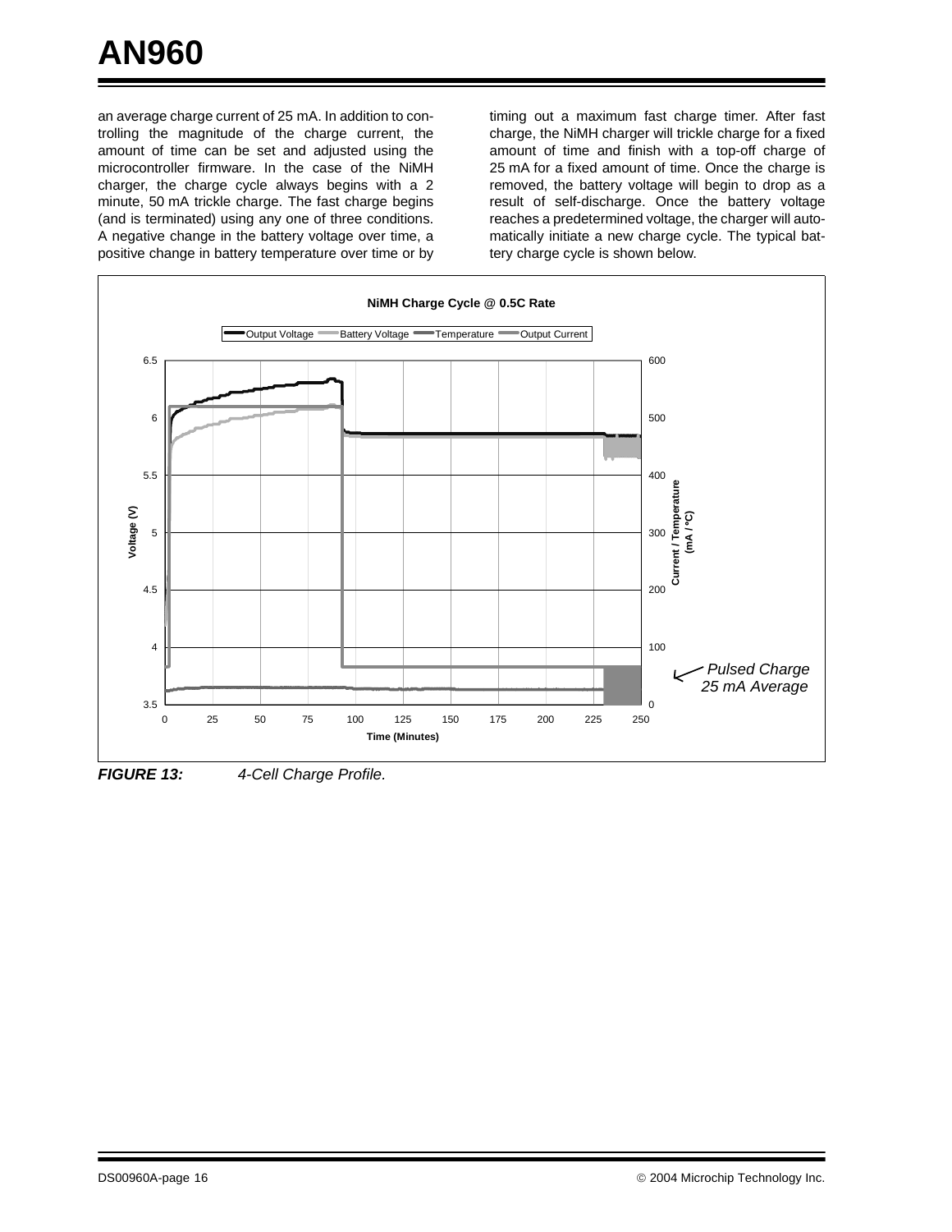an average charge current of 25 mA. In addition to controlling the magnitude of the charge current, the amount of time can be set and adjusted using the microcontroller firmware. In the case of the NiMH charger, the charge cycle always begins with a 2 minute, 50 mA trickle charge. The fast charge begins (and is terminated) using any one of three conditions. A negative change in the battery voltage over time, a positive change in battery temperature over time or by timing out a maximum fast charge timer. After fast charge, the NiMH charger will trickle charge for a fixed amount of time and finish with a top-off charge of 25 mA for a fixed amount of time. Once the charge is removed, the battery voltage will begin to drop as a result of self-discharge. Once the battery voltage reaches a predetermined voltage, the charger will automatically initiate a new charge cycle. The typical battery charge cycle is shown below.

***FIGURE 13:*** *4-Cell Charge Profile.*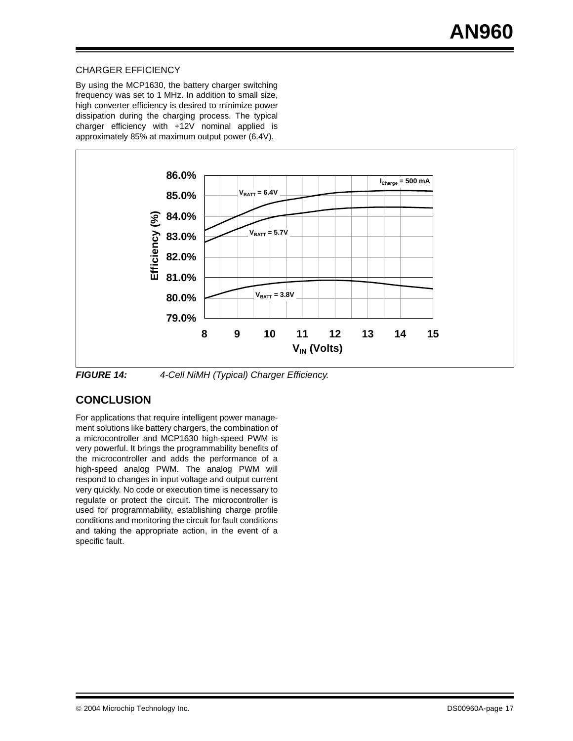CHARGER EFFICIENCY

By using the MCP1630, the battery charger switching frequency was set to 1 MHz. In addition to small size, high converter efficiency is desired to minimize power dissipation during the charging process. The typical charger efficiency with +12V nominal applied is approximately 85% at maximum output power (6.4V).

***FIGURE 14:*** *4-Cell NiMH (Typical) Charger Efficiency.*

## CONCLUSION

For applications that require intelligent power management solutions like battery chargers, the combination of a microcontroller and MCP1630 high-speed PWM is very powerful. It brings the programmability benefits of the microcontroller and adds the performance of a high-speed analog PWM. The analog PWM will respond to changes in input voltage and output current very quickly. No code or execution time is necessary to regulate or protect the circuit. The microcontroller is used for programmability, establishing charge profile conditions and monitoring the circuit for fault conditions and taking the appropriate action, in the event of a specific fault.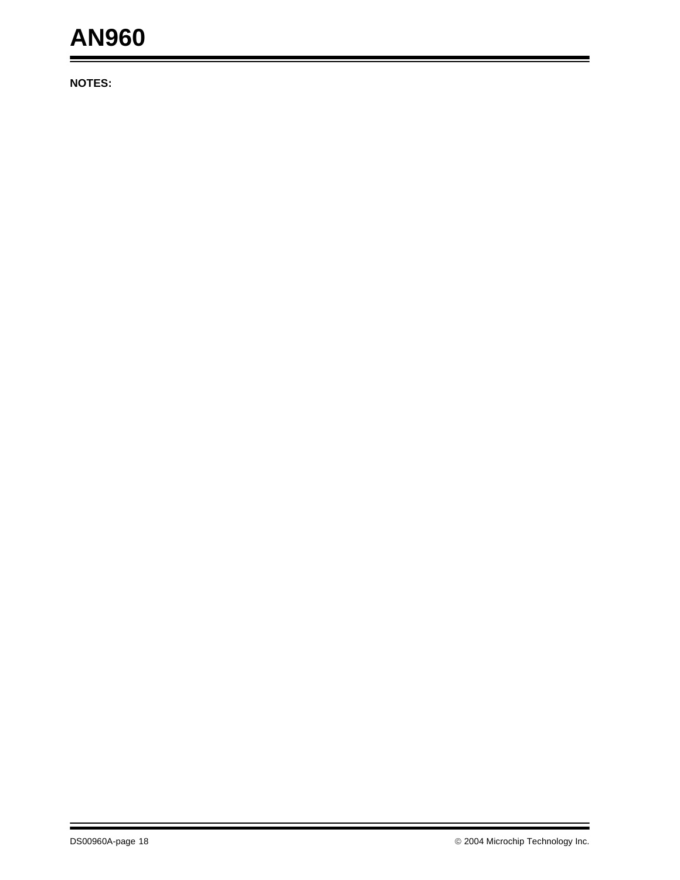**NOTES:**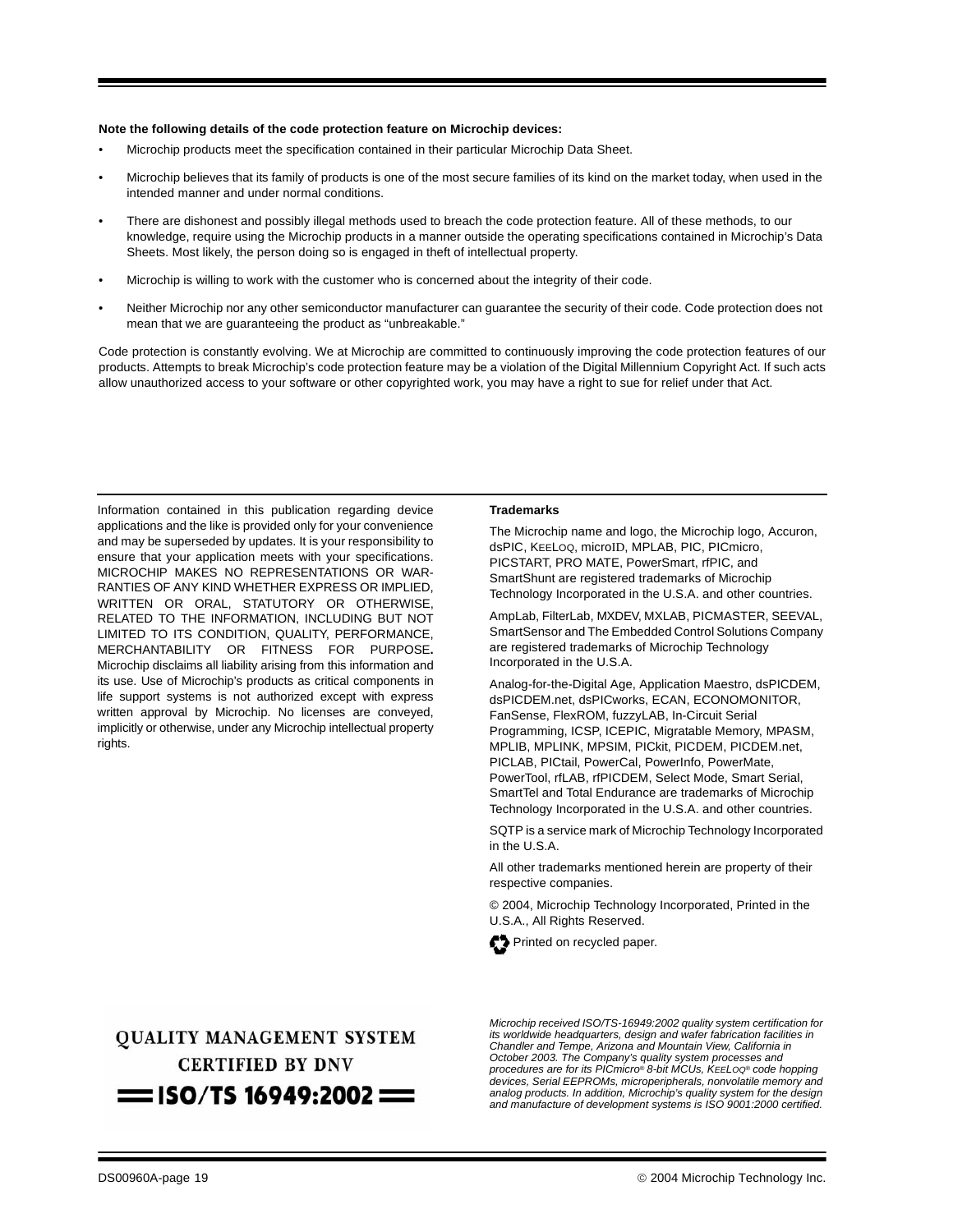**Note the following details of the code protection feature on Microchip devices:**

- Microchip products meet the specification contained in their particular Microchip Data Sheet.
- Microchip believes that its family of products is one of the most secure families of its kind on the market today, when used in the intended manner and under normal conditions.
- There are dishonest and possibly illegal methods used to breach the code protection feature. All of these methods, to our knowledge, require using the Microchip products in a manner outside the operating specifications contained in Microchip's Data Sheets. Most likely, the person doing so is engaged in theft of intellectual property.
- Microchip is willing to work with the customer who is concerned about the integrity of their code.
- Neither Microchip nor any other semiconductor manufacturer can guarantee the security of their code. Code protection does not mean that we are guaranteeing the product as "unbreakable."

Code protection is constantly evolving. We at Microchip are committed to continuously improving the code protection features of our products. Attempts to break Microchip's code protection feature may be a violation of the Digital Millennium Copyright Act. If such acts allow unauthorized access to your software or other copyrighted work, you may have a right to sue for relief under that Act.

Information contained in this publication regarding device applications and the like is provided only for your convenience and may be superseded by updates. It is your responsibility to ensure that your application meets with your specifications. MICROCHIP MAKES NO REPRESENTATIONS OR WARRANTIES OF ANY KIND WHETHER EXPRESS OR IMPLIED, WRITTEN OR ORAL, STATUTORY OR OTHERWISE, RELATED TO THE INFORMATION, INCLUDING BUT NOT LIMITED TO ITS CONDITION, QUALITY, PERFORMANCE, MERCHANTABILITY OR FITNESS FOR PURPOSE**.** Microchip disclaims all liability arising from this information and its use. Use of Microchip's products as critical components in life support systems is not authorized except with express written approval by Microchip. No licenses are conveyed, implicitly or otherwise, under any Microchip intellectual property rights.

**Trademarks**

The Microchip name and logo, the Microchip logo, Accuron, dsPIC, KEELOQ, microID, MPLAB, PIC, PICmicro, PICSTART, PRO MATE, PowerSmart, rfPIC, and SmartShunt are registered trademarks of Microchip Technology Incorporated in the U.S.A. and other countries.

AmpLab, FilterLab, MXDEV, MXLAB, PICMASTER, SEEVAL, SmartSensor and The Embedded Control Solutions Company are registered trademarks of Microchip Technology Incorporated in the U.S.A.

Analog-for-the-Digital Age, Application Maestro, dsPICDEM, dsPICDEM.net, dsPICworks, ECAN, ECONOMONITOR, FanSense, FlexROM, fuzzyLAB, In-Circuit Serial Programming, ICSP, ICEPIC, Migratable Memory, MPASM, MPLIB, MPLINK, MPSIM, PICkit, PICDEM, PICDEM.net, PICLAB, PICtail, PowerCal, PowerInfo, PowerMate, PowerTool, rfLAB, rfPICDEM, Select Mode, Smart Serial, SmartTel and Total Endurance are trademarks of Microchip Technology Incorporated in the U.S.A. and other countries.

SQTP is a service mark of Microchip Technology Incorporated in the U.S.A.

All other trademarks mentioned herein are property of their respective companies.

© 2004, Microchip Technology Incorporated, Printed in the U.S.A., All Rights Reserved.

Printed on recycled paper.

QUALITY MANAGEMENT SYSTEM
CERTIFIED BY DNV
ISO/TS 16949:2002

*Microchip received ISO/TS-16949:2002 quality system certification for its worldwide headquarters, design and wafer fabrication facilities in Chandler and Tempe, Arizona and Mountain View, California in October 2003. The Company's quality system processes and procedures are for its PICmicro® 8-bit MCUs, KEELOQ® code hopping devices, Serial EEPROMs, microperipherals, nonvolatile memory and analog products. In addition, Microchip's quality system for the design and manufacture of development systems is ISO 9001:2000 certified.*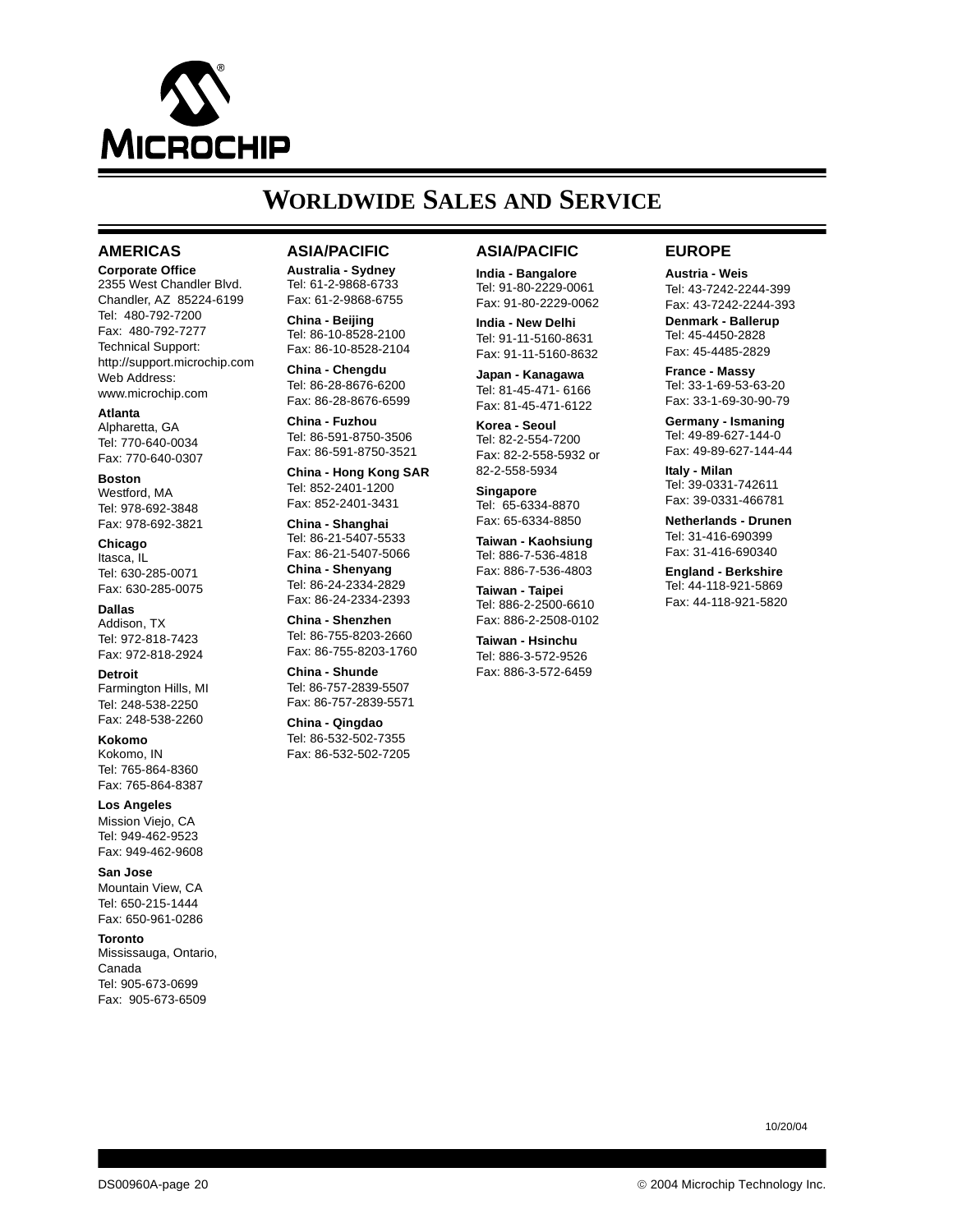# WORLDWIDE SALES AND SERVICE

## AMERICAS

**Corporate Office**
2355 West Chandler Blvd.
Chandler, AZ 85224-6199
Tel: 480-792-7200
Fax: 480-792-7277
Technical Support:
http://support.microchip.com
Web Address:
www.microchip.com

**Atlanta**
Alpharetta, GA
Tel: 770-640-0034
Fax: 770-640-0307

**Boston**
Westford, MA
Tel: 978-692-3848
Fax: 978-692-3821

**Chicago**
Itasca, IL
Tel: 630-285-0071
Fax: 630-285-0075

**Dallas**
Addison, TX
Tel: 972-818-7423
Fax: 972-818-2924

**Detroit**
Farmington Hills, MI
Tel: 248-538-2250
Fax: 248-538-2260

**Kokomo**
Kokomo, IN
Tel: 765-864-8360
Fax: 765-864-8387

**Los Angeles**
Mission Viejo, CA
Tel: 949-462-9523
Fax: 949-462-9608

**San Jose**
Mountain View, CA
Tel: 650-215-1444
Fax: 650-961-0286

**Toronto**
Mississauga, Ontario, Canada
Tel: 905-673-0699
Fax: 905-673-6509

## ASIA/PACIFIC

**Australia - Sydney**
Tel: 61-2-9868-6733
Fax: 61-2-9868-6755

**China - Beijing**
Tel: 86-10-8528-2100
Fax: 86-10-8528-2104

**China - Chengdu**
Tel: 86-28-8676-6200
Fax: 86-28-8676-6599

**China - Fuzhou**
Tel: 86-591-8750-3506
Fax: 86-591-8750-3521

**China - Hong Kong SAR**
Tel: 852-2401-1200
Fax: 852-2401-3431

**China - Shanghai**
Tel: 86-21-5407-5533
Fax: 86-21-5407-5066

**China - Shenyang**
Tel: 86-24-2334-2829
Fax: 86-24-2334-2393

**China - Shenzhen**
Tel: 86-755-8203-2660
Fax: 86-755-8203-1760

**China - Shunde**
Tel: 86-757-2839-5507
Fax: 86-757-2839-5571

**China - Qingdao**
Tel: 86-532-502-7355
Fax: 86-532-502-7205

## ASIA/PACIFIC

**India - Bangalore**
Tel: 91-80-2229-0061
Fax: 91-80-2229-0062

**India - New Delhi**
Tel: 91-11-5160-8631
Fax: 91-11-5160-8632

**Japan - Kanagawa**
Tel: 81-45-471- 6166
Fax: 81-45-471-6122

**Korea - Seoul**
Tel: 82-2-554-7200
Fax: 82-2-558-5932 or 82-2-558-5934

**Singapore**
Tel: 65-6334-8870
Fax: 65-6334-8850

**Taiwan - Kaohsiung**
Tel: 886-7-536-4818
Fax: 886-7-536-4803

**Taiwan - Taipei**
Tel: 886-2-2500-6610
Fax: 886-2-2508-0102

**Taiwan - Hsinchu**
Tel: 886-3-572-9526
Fax: 886-3-572-6459

## EUROPE

**Austria - Weis**
Tel: 43-7242-2244-399
Fax: 43-7242-2244-393

**Denmark - Ballerup**
Tel: 45-4450-2828
Fax: 45-4485-2829

**France - Massy**
Tel: 33-1-69-53-63-20
Fax: 33-1-69-30-90-79

**Germany - Ismaning**
Tel: 49-89-627-144-0
Fax: 49-89-627-144-44

**Italy - Milan**
Tel: 39-0331-742611
Fax: 39-0331-466781

**Netherlands - Drunen**
Tel: 31-416-690399
Fax: 31-416-690340

**England - Berkshire**
Tel: 44-118-921-5869
Fax: 44-118-921-5820

10/20/04